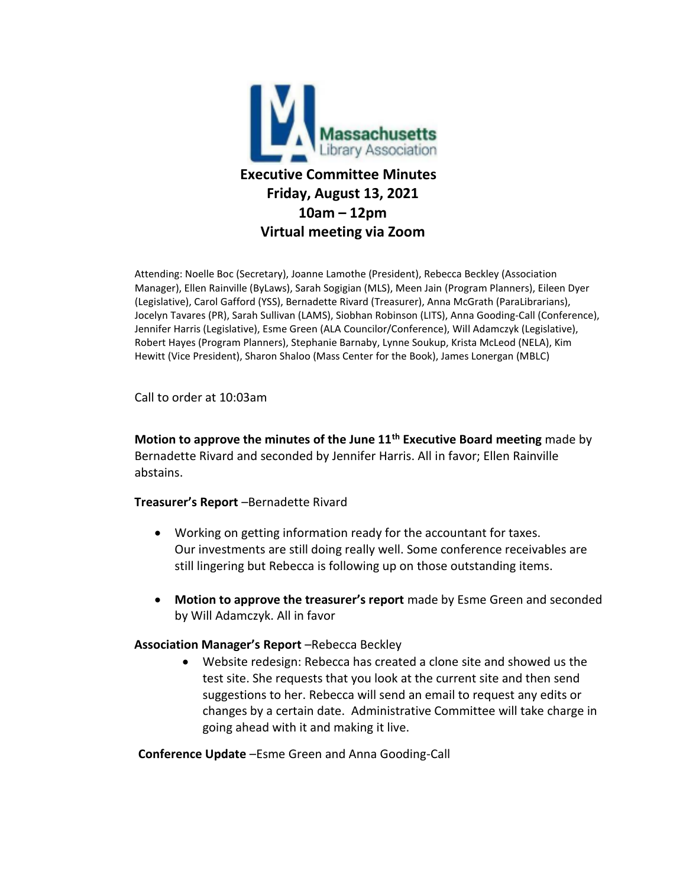# Executive Committee Minutes
## Friday, August 13, 2021
## 10am – 12pm
## Virtual meeting via Zoom

Attending: Noelle Boc (Secretary), Joanne Lamothe (President), Rebecca Beckley (Association Manager), Ellen Rainville (ByLaws), Sarah Sogigian (MLS), Meen Jain (Program Planners), Eileen Dyer (Legislative), Carol Gafford (YSS), Bernadette Rivard (Treasurer), Anna McGrath (ParaLibrarians), Jocelyn Tavares (PR), Sarah Sullivan (LAMS), Siobhan Robinson (LITS), Anna Gooding-Call (Conference), Jennifer Harris (Legislative), Esme Green (ALA Councilor/Conference), Will Adamczyk (Legislative), Robert Hayes (Program Planners), Stephanie Barnaby, Lynne Soukup, Krista McLeod (NELA), Kim Hewitt (Vice President), Sharon Shaloo (Mass Center for the Book), James Lonergan (MBLC)

Call to order at 10:03am

**Motion to approve the minutes of the June 11th Executive Board meeting** made by Bernadette Rivard and seconded by Jennifer Harris. All in favor; Ellen Rainville abstains.

**Treasurer's Report** –Bernadette Rivard

- Working on getting information ready for the accountant for taxes. Our investments are still doing really well. Some conference receivables are still lingering but Rebecca is following up on those outstanding items.
- **Motion to approve the treasurer's report** made by Esme Green and seconded by Will Adamczyk. All in favor

**Association Manager's Report** –Rebecca Beckley

- Website redesign: Rebecca has created a clone site and showed us the test site. She requests that you look at the current site and then send suggestions to her. Rebecca will send an email to request any edits or changes by a certain date. Administrative Committee will take charge in going ahead with it and making it live.

**Conference Update** –Esme Green and Anna Gooding-Call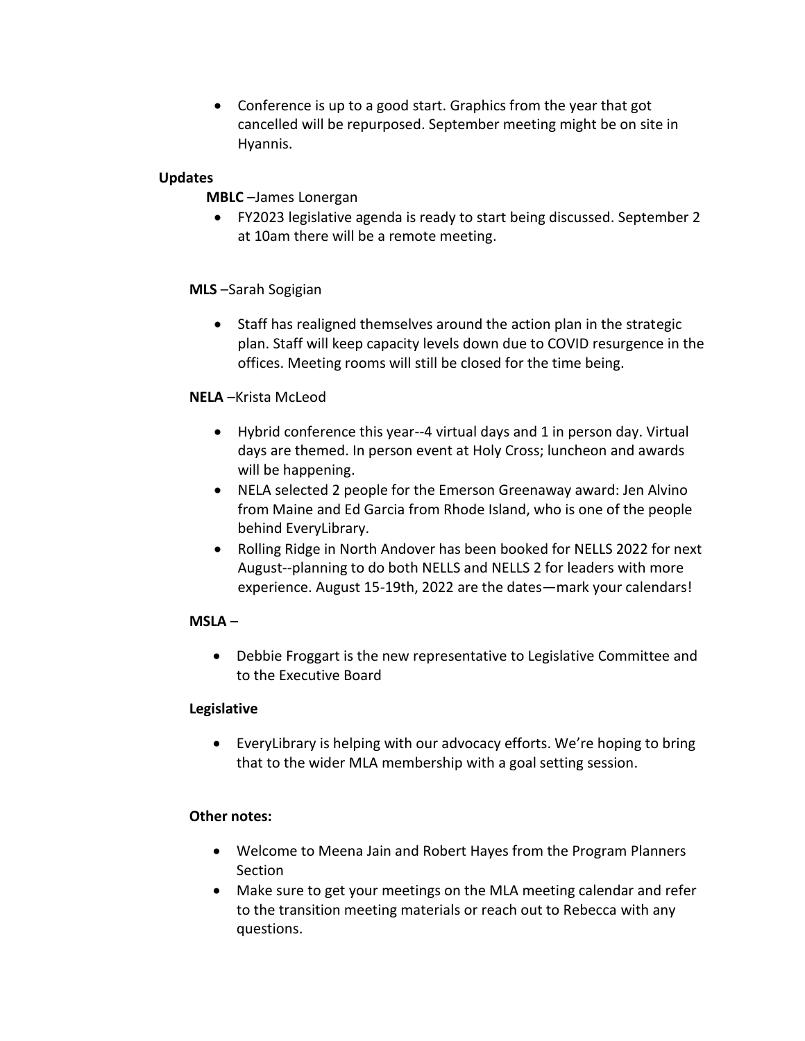- Conference is up to a good start. Graphics from the year that got cancelled will be repurposed. September meeting might be on site in Hyannis.

**Updates**

**MBLC** –James Lonergan

- FY2023 legislative agenda is ready to start being discussed. September 2 at 10am there will be a remote meeting.

**MLS** –Sarah Sogigian

- Staff has realigned themselves around the action plan in the strategic plan. Staff will keep capacity levels down due to COVID resurgence in the offices. Meeting rooms will still be closed for the time being.

**NELA** –Krista McLeod

- Hybrid conference this year--4 virtual days and 1 in person day. Virtual days are themed. In person event at Holy Cross; luncheon and awards will be happening.
- NELA selected 2 people for the Emerson Greenaway award: Jen Alvino from Maine and Ed Garcia from Rhode Island, who is one of the people behind EveryLibrary.
- Rolling Ridge in North Andover has been booked for NELLS 2022 for next August--planning to do both NELLS and NELLS 2 for leaders with more experience. August 15-19th, 2022 are the dates—mark your calendars!

**MSLA** –

- Debbie Froggart is the new representative to Legislative Committee and to the Executive Board

**Legislative**

- EveryLibrary is helping with our advocacy efforts. We're hoping to bring that to the wider MLA membership with a goal setting session.

**Other notes:**

- Welcome to Meena Jain and Robert Hayes from the Program Planners Section
- Make sure to get your meetings on the MLA meeting calendar and refer to the transition meeting materials or reach out to Rebecca with any questions.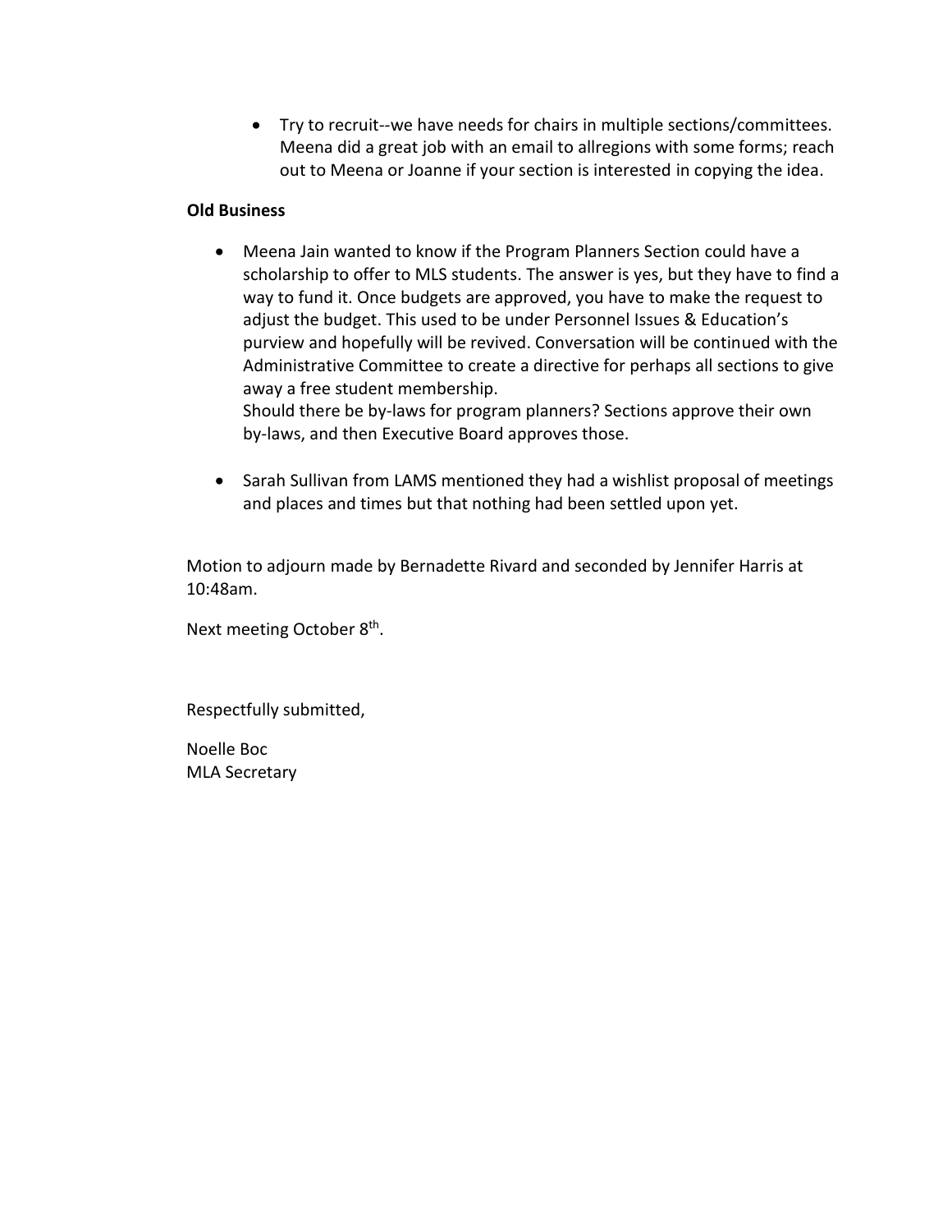- Try to recruit--we have needs for chairs in multiple sections/committees. Meena did a great job with an email to allregions with some forms; reach out to Meena or Joanne if your section is interested in copying the idea.

**Old Business**

- Meena Jain wanted to know if the Program Planners Section could have a scholarship to offer to MLS students. The answer is yes, but they have to find a way to fund it. Once budgets are approved, you have to make the request to adjust the budget. This used to be under Personnel Issues & Education's purview and hopefully will be revived. Conversation will be continued with the Administrative Committee to create a directive for perhaps all sections to give away a free student membership.
  Should there be by-laws for program planners? Sections approve their own by-laws, and then Executive Board approves those.

- Sarah Sullivan from LAMS mentioned they had a wishlist proposal of meetings and places and times but that nothing had been settled upon yet.

Motion to adjourn made by Bernadette Rivard and seconded by Jennifer Harris at 10:48am.

Next meeting October 8th.

Respectfully submitted,

Noelle Boc
MLA Secretary